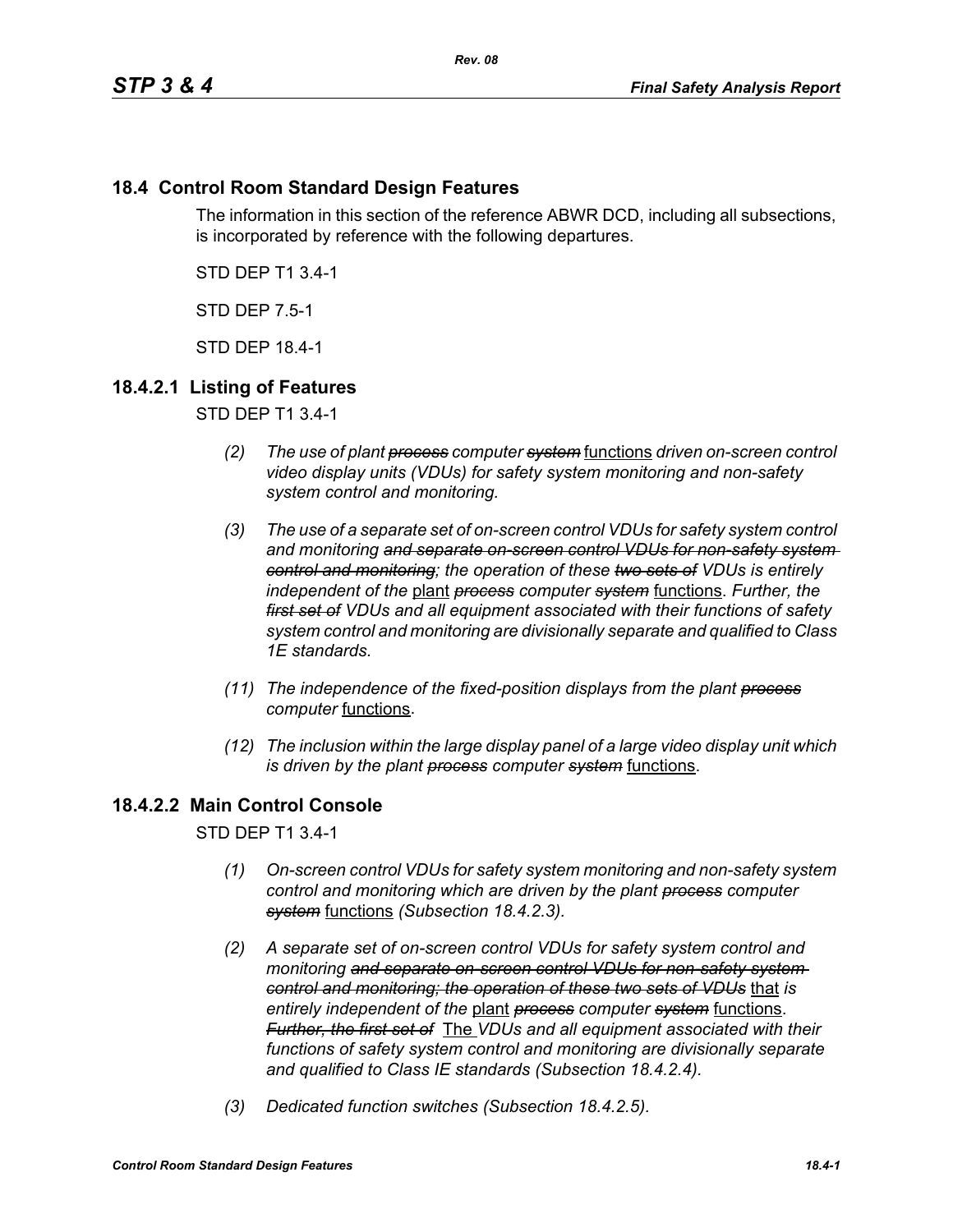## 18.4 Control Room Standard Design Features

The information in this section of the reference ABWR DCD, including all subsections, is incorporated by reference with the following departures.

STD DEP T1 3.4-1

STD DEP 7.5-1

STD DEP 18.4-1

### 18.4.2.1 Listing of Features

STD DEP T1 3.4-1

*(2) The use of plant ~~process~~ computer ~~system~~* functions *driven on-screen control video display units (VDUs) for safety system monitoring and non-safety system control and monitoring.*

*(3) The use of a separate set of on-screen control VDUs for safety system control and monitoring ~~and separate on-screen control VDUs for non-safety system control and monitoring~~; the operation of these ~~two sets of~~ VDUs is entirely independent of the* plant *~~process~~ computer ~~system~~* functions*. Further, the ~~first set of~~ VDUs and all equipment associated with their functions of safety system control and monitoring are divisionally separate and qualified to Class 1E standards.*

*(11) The independence of the fixed-position displays from the plant ~~process~~ computer* functions*.*

*(12) The inclusion within the large display panel of a large video display unit which is driven by the plant ~~process~~ computer ~~system~~* functions.

### 18.4.2.2 Main Control Console

STD DEP T1 3.4-1

*(1) On-screen control VDUs for safety system monitoring and non-safety system control and monitoring which are driven by the plant ~~process~~ computer ~~system~~* functions *(Subsection 18.4.2.3).*

*(2) A separate set of on-screen control VDUs for safety system control and monitoring ~~and separate on-screen control VDUs for non-safety system control and monitoring; the operation of these two sets of VDUs~~* that *is entirely independent of the* plant *~~process~~ computer ~~system~~* functions. *~~Further, the first set of~~* The *VDUs and all equipment associated with their functions of safety system control and monitoring are divisionally separate and qualified to Class IE standards (Subsection 18.4.2.4).*

*(3) Dedicated function switches (Subsection 18.4.2.5).*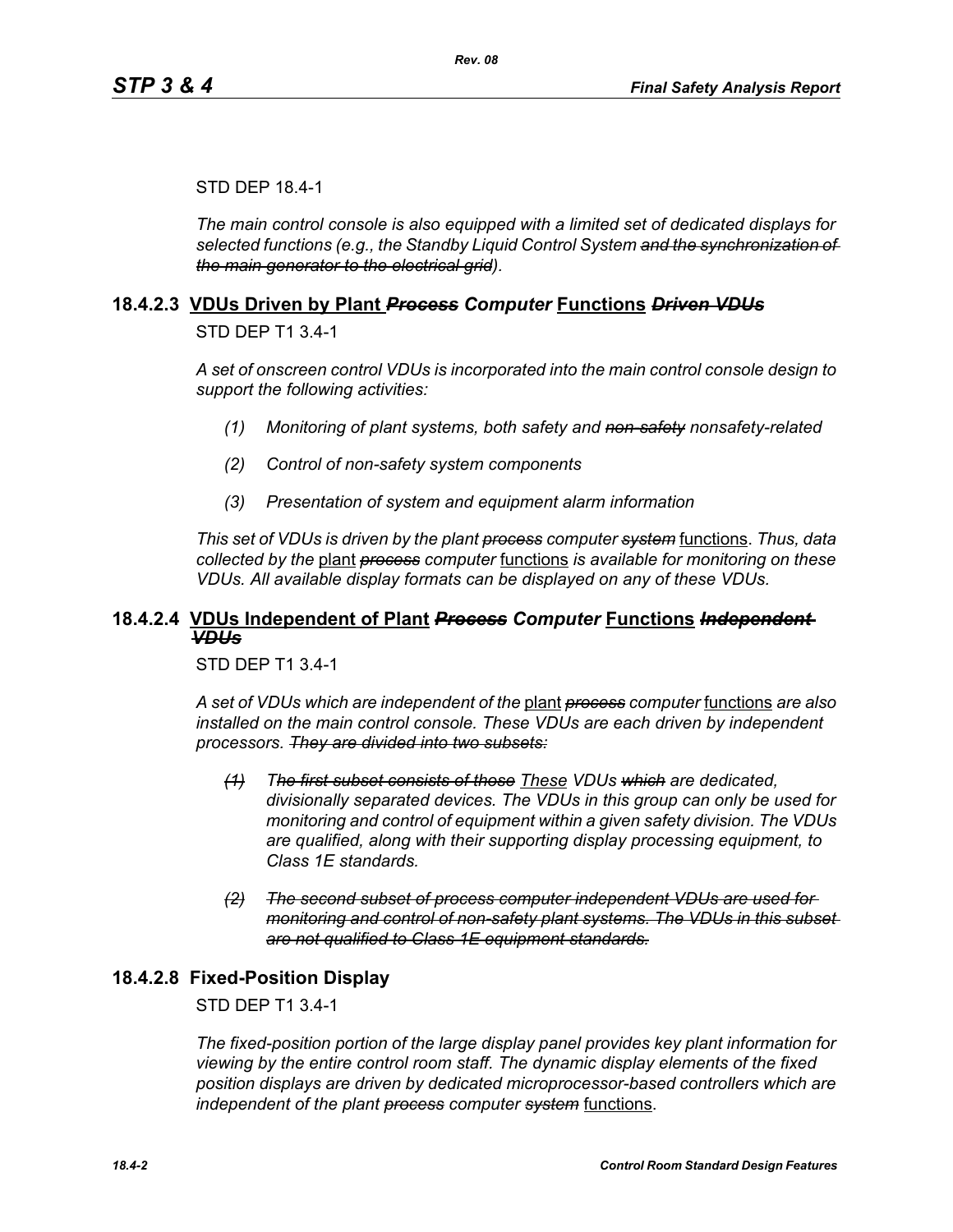STD DEP 18.4-1

*The main control console is also equipped with a limited set of dedicated displays for selected functions (e.g., the Standby Liquid Control System ~~and the synchronization of the main generator to the electrical grid~~).*

## 18.4.2.3 VDUs Driven by Plant ~~*Process*~~ *Computer* Functions ~~*Driven VDUs*~~

STD DEP T1 3.4-1

*A set of onscreen control VDUs is incorporated into the main control console design to support the following activities:*

1. *Monitoring of plant systems, both safety and ~~non-safety~~ nonsafety-related*
2. *Control of non-safety system components*
3. *Presentation of system and equipment alarm information*

*This set of VDUs is driven by the plant ~~process~~ computer ~~system~~* functions. *Thus, data collected by the* plant ~~*process*~~ *computer* functions *is available for monitoring on these VDUs. All available display formats can be displayed on any of these VDUs.*

## 18.4.2.4 VDUs Independent of Plant ~~*Process*~~ *Computer* Functions ~~*Independent VDUs*~~

STD DEP T1 3.4-1

*A set of VDUs which are independent of the* plant ~~*process*~~ *computer* functions *are also installed on the main control console. These VDUs are each driven by independent processors. ~~They are divided into two subsets:~~*

~~*(1)*~~ *T~~he first subset consists of those~~* These *VDUs ~~which~~ are dedicated, divisionally separated devices. The VDUs in this group can only be used for monitoring and control of equipment within a given safety division. The VDUs are qualified, along with their supporting display processing equipment, to Class 1E standards.*

~~*(2) The second subset of process computer independent VDUs are used for monitoring and control of non-safety plant systems. The VDUs in this subset are not qualified to Class 1E equipment standards.*~~

## 18.4.2.8 Fixed-Position Display

STD DEP T1 3.4-1

*The fixed-position portion of the large display panel provides key plant information for viewing by the entire control room staff. The dynamic display elements of the fixed position displays are driven by dedicated microprocessor-based controllers which are independent of the plant ~~process~~ computer ~~system~~* functions.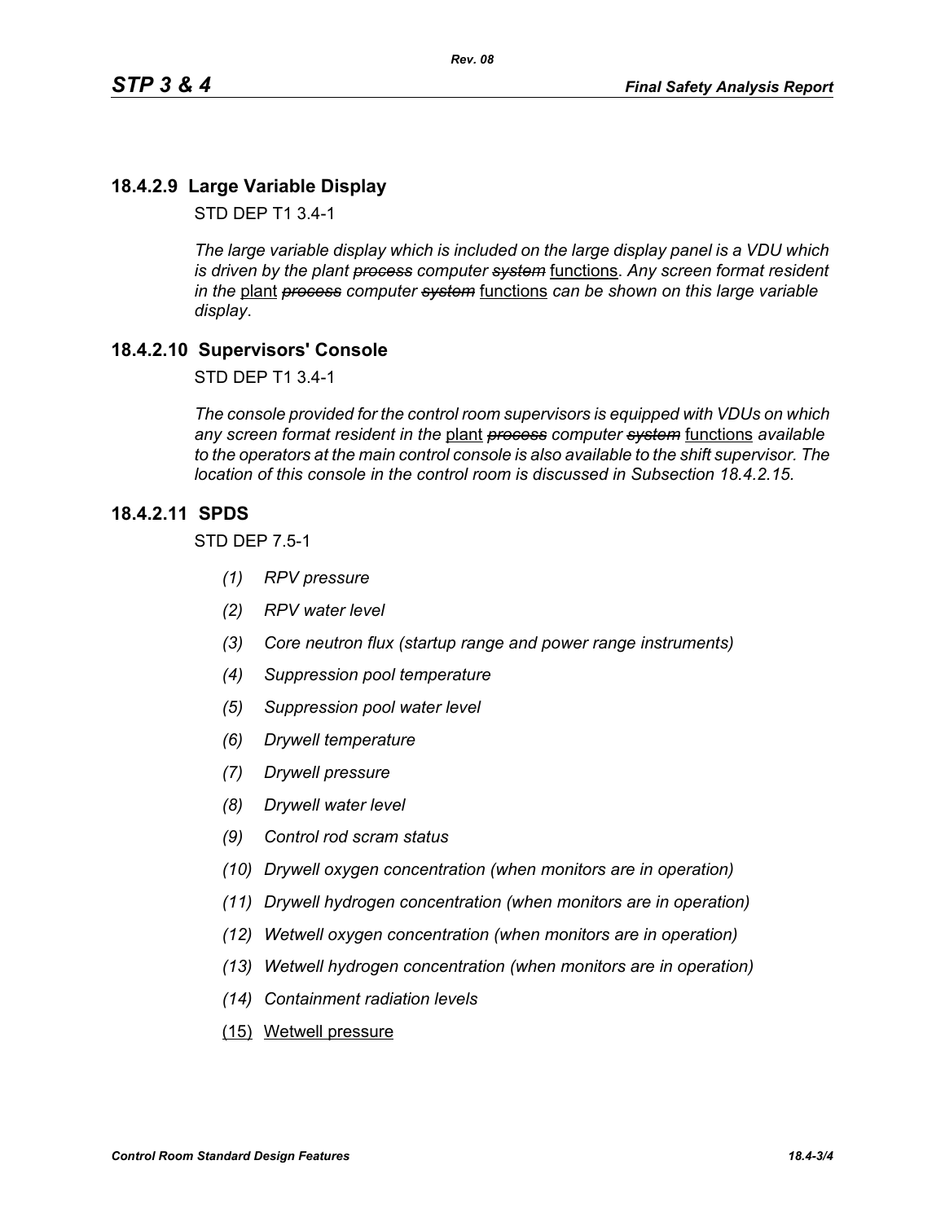## 18.4.2.9 Large Variable Display

STD DEP T1 3.4-1

*The large variable display which is included on the large display panel is a VDU which is driven by the plant ~~process~~ computer ~~system~~* functions*. Any screen format resident in the* plant *~~process~~ computer ~~system~~* functions *can be shown on this large variable display*.

## 18.4.2.10 Supervisors' Console

STD DEP T1 3.4-1

*The console provided for the control room supervisors is equipped with VDUs on which any screen format resident in the* plant *~~process~~ computer ~~system~~* functions *available to the operators at the main control console is also available to the shift supervisor. The location of this console in the control room is discussed in Subsection 18.4.2.15.*

## 18.4.2.11 SPDS

STD DEP 7.5-1

*(1) RPV pressure*

*(2) RPV water level*

*(3) Core neutron flux (startup range and power range instruments)*

*(4) Suppression pool temperature*

*(5) Suppression pool water level*

*(6) Drywell temperature*

*(7) Drywell pressure*

*(8) Drywell water level*

*(9) Control rod scram status*

*(10) Drywell oxygen concentration (when monitors are in operation)*

*(11) Drywell hydrogen concentration (when monitors are in operation)*

*(12) Wetwell oxygen concentration (when monitors are in operation)*

*(13) Wetwell hydrogen concentration (when monitors are in operation)*

*(14) Containment radiation levels*

(15) Wetwell pressure